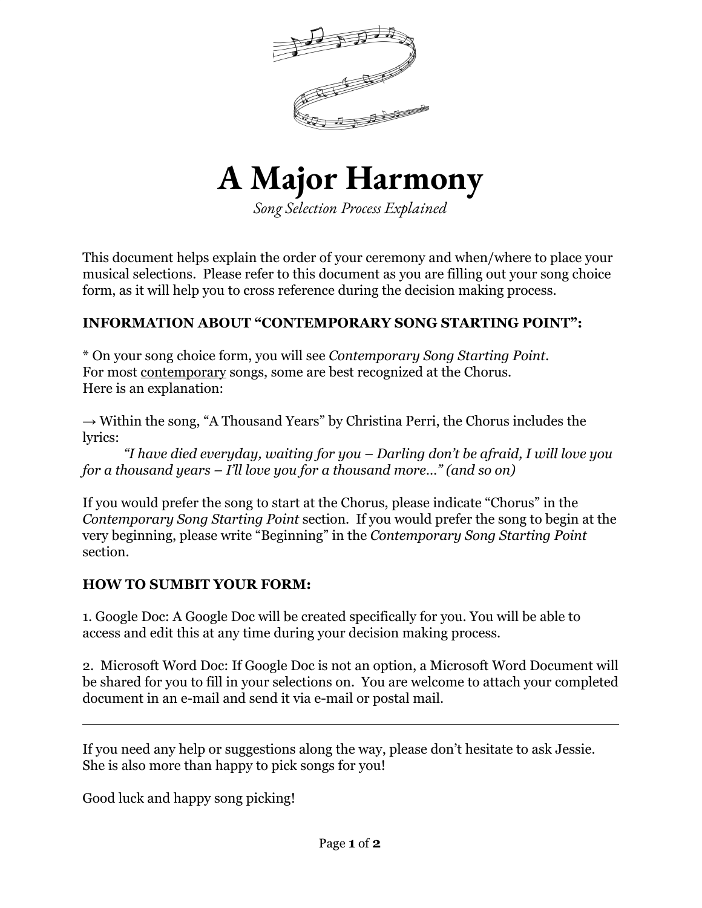# A Major Harmony

*Song Selection Process Explained*

This document helps explain the order of your ceremony and when/where to place your musical selections. Please refer to this document as you are filling out your song choice form, as it will help you to cross reference during the decision making process.

**INFORMATION ABOUT "CONTEMPORARY SONG STARTING POINT":**

* On your song choice form, you will see *Contemporary Song Starting Point*.
For most <u>contemporary</u> songs, some are best recognized at the Chorus.
Here is an explanation:

→ Within the song, "A Thousand Years" by Christina Perri, the Chorus includes the lyrics:

*"I have died everyday, waiting for you – Darling don't be afraid, I will love you for a thousand years – I'll love you for a thousand more…" (and so on)*

If you would prefer the song to start at the Chorus, please indicate "Chorus" in the *Contemporary Song Starting Point* section. If you would prefer the song to begin at the very beginning, please write "Beginning" in the *Contemporary Song Starting Point* section.

**HOW TO SUMBIT YOUR FORM:**

1. Google Doc: A Google Doc will be created specifically for you. You will be able to access and edit this at any time during your decision making process.

2. Microsoft Word Doc: If Google Doc is not an option, a Microsoft Word Document will be shared for you to fill in your selections on. You are welcome to attach your completed document in an e-mail and send it via e-mail or postal mail.

---

If you need any help or suggestions along the way, please don't hesitate to ask Jessie. She is also more than happy to pick songs for you!

Good luck and happy song picking!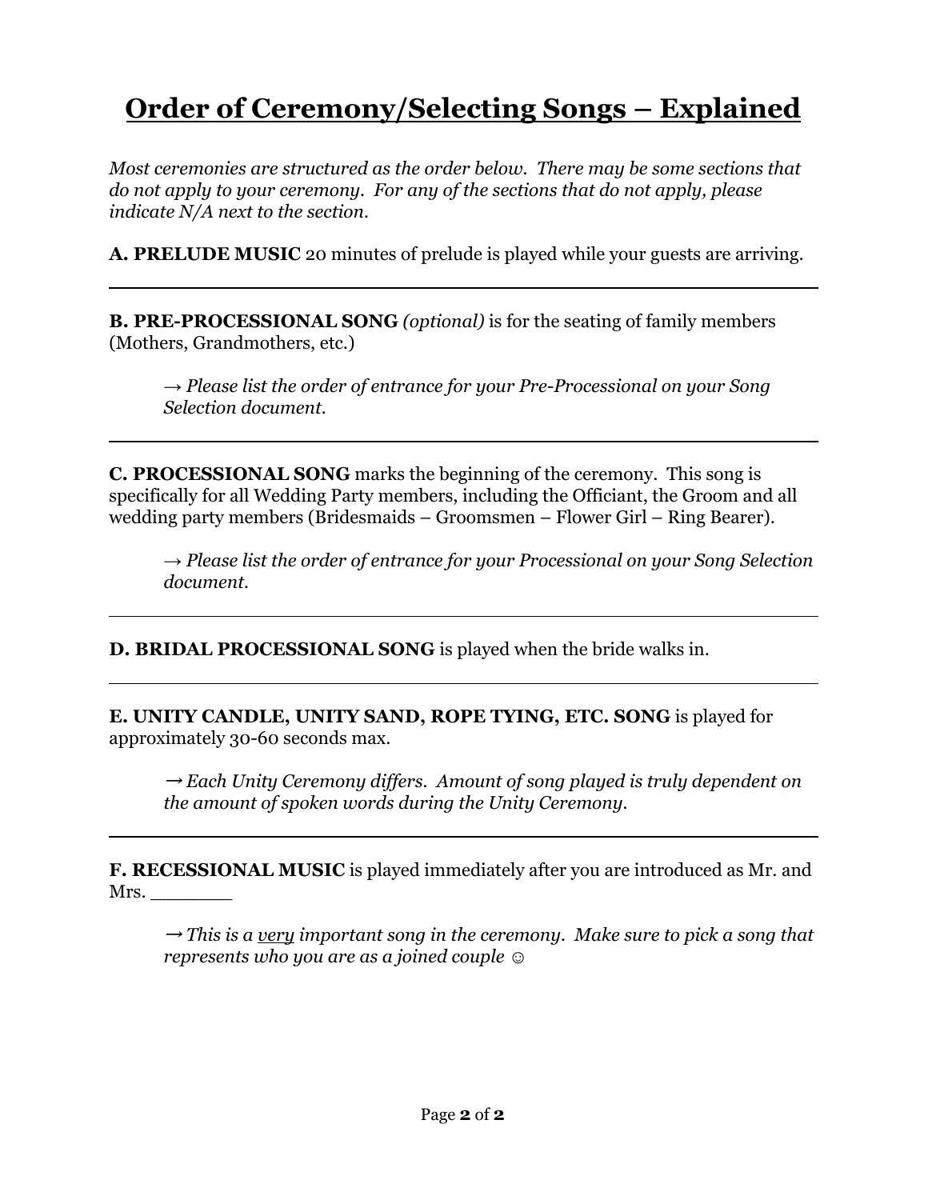# Order of Ceremony/Selecting Songs – Explained

*Most ceremonies are structured as the order below. There may be some sections that do not apply to your ceremony. For any of the sections that do not apply, please indicate N/A next to the section.*

**A. PRELUDE MUSIC** 20 minutes of prelude is played while your guests are arriving.

---

**B. PRE-PROCESSIONAL SONG** *(optional)* is for the seating of family members (Mothers, Grandmothers, etc.)

> → *Please list the order of entrance for your Pre-Processional on your Song Selection document.*

---

**C. PROCESSIONAL SONG** marks the beginning of the ceremony. This song is specifically for all Wedding Party members, including the Officiant, the Groom and all wedding party members (Bridesmaids – Groomsmen – Flower Girl – Ring Bearer).

> → *Please list the order of entrance for your Processional on your Song Selection document.*

---

**D. BRIDAL PROCESSIONAL SONG** is played when the bride walks in.

---

**E. UNITY CANDLE, UNITY SAND, ROPE TYING, ETC. SONG** is played for approximately 30-60 seconds max.

> → *Each Unity Ceremony differs. Amount of song played is truly dependent on the amount of spoken words during the Unity Ceremony.*

---

**F. RECESSIONAL MUSIC** is played immediately after you are introduced as Mr. and Mrs. _______

> → *This is a <u>very</u> important song in the ceremony. Make sure to pick a song that represents who you are as a joined couple ☺*